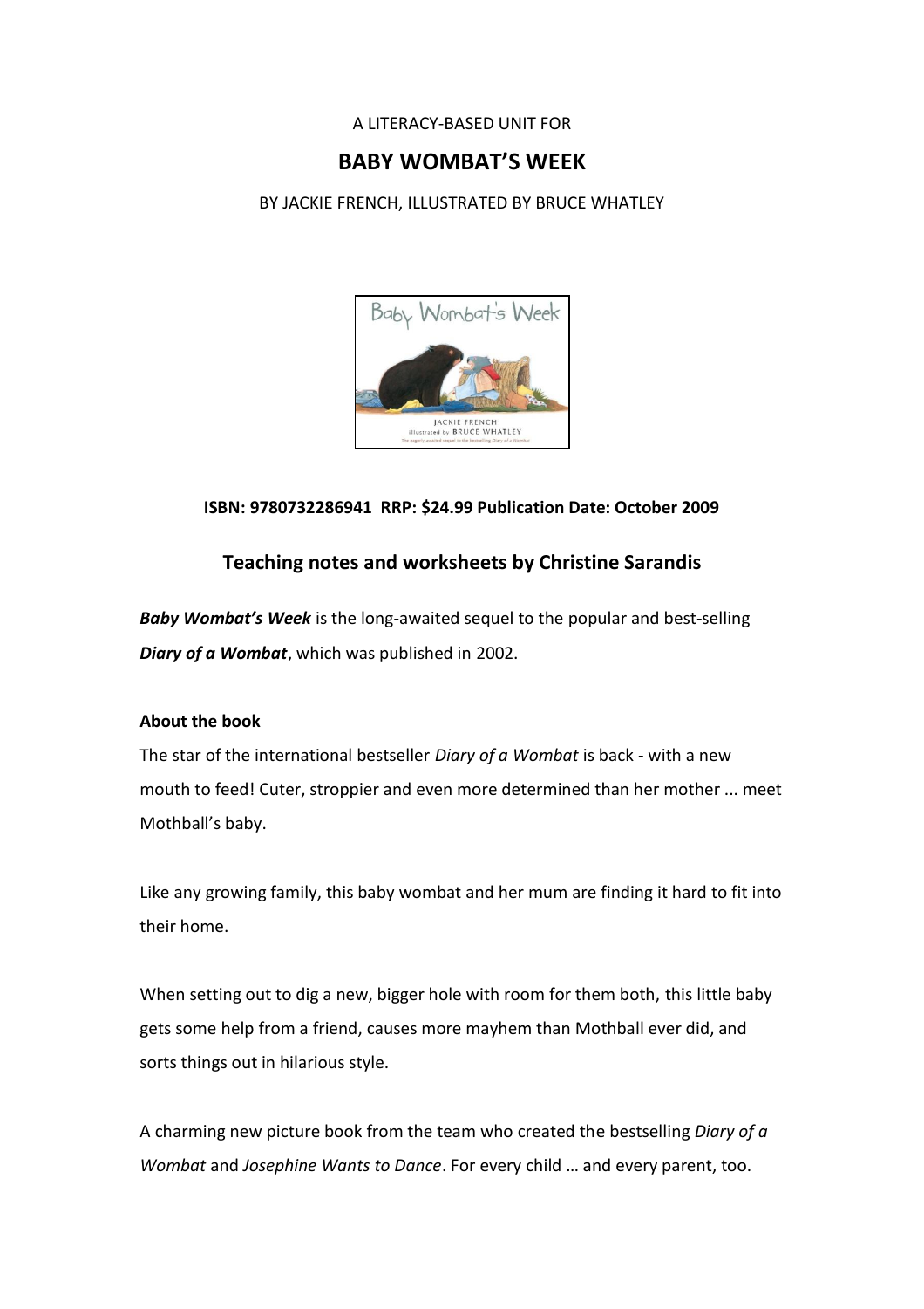A LITERACY-BASED UNIT FOR

# BABY WOMBAT'S WEEK

BY JACKIE FRENCH, ILLUSTRATED BY BRUCE WHATLEY

**ISBN: 9780732286941 RRP: $24.99 Publication Date: October 2009**

## Teaching notes and worksheets by Christine Sarandis

***Baby Wombat's Week*** is the long-awaited sequel to the popular and best-selling ***Diary of a Wombat***, which was published in 2002.

**About the book**

The star of the international bestseller *Diary of a Wombat* is back - with a new mouth to feed! Cuter, stroppier and even more determined than her mother ... meet Mothball's baby.

Like any growing family, this baby wombat and her mum are finding it hard to fit into their home.

When setting out to dig a new, bigger hole with room for them both, this little baby gets some help from a friend, causes more mayhem than Mothball ever did, and sorts things out in hilarious style.

A charming new picture book from the team who created the bestselling *Diary of a Wombat* and *Josephine Wants to Dance*. For every child … and every parent, too.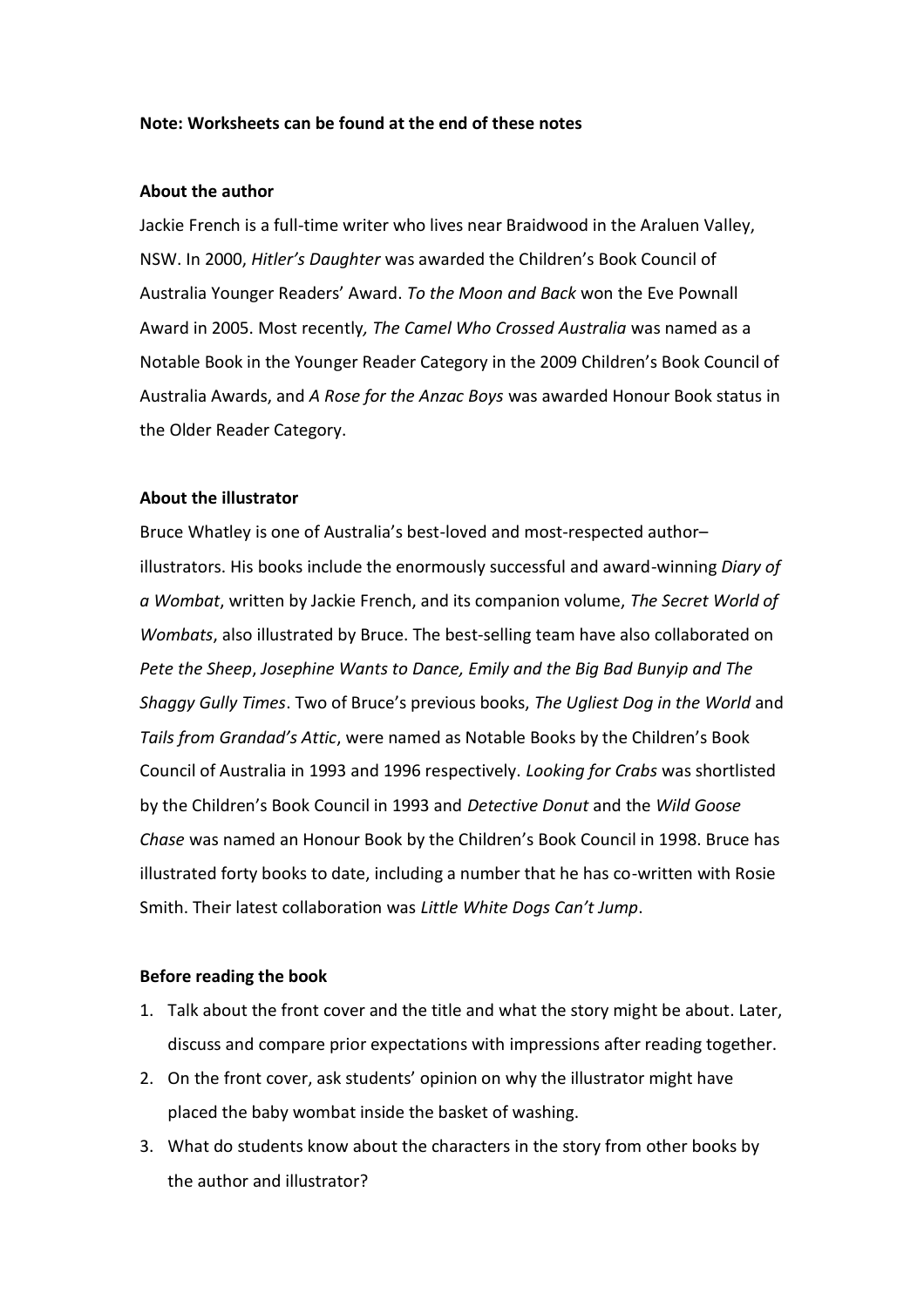**Note: Worksheets can be found at the end of these notes**

**About the author**

Jackie French is a full-time writer who lives near Braidwood in the Araluen Valley, NSW. In 2000, *Hitler's Daughter* was awarded the Children's Book Council of Australia Younger Readers' Award. *To the Moon and Back* won the Eve Pownall Award in 2005. Most recently, *The Camel Who Crossed Australia* was named as a Notable Book in the Younger Reader Category in the 2009 Children's Book Council of Australia Awards, and *A Rose for the Anzac Boys* was awarded Honour Book status in the Older Reader Category.

**About the illustrator**

Bruce Whatley is one of Australia's best-loved and most-respected author–illustrators. His books include the enormously successful and award-winning *Diary of a Wombat*, written by Jackie French, and its companion volume, *The Secret World of Wombats*, also illustrated by Bruce. The best-selling team have also collaborated on *Pete the Sheep*, *Josephine Wants to Dance, Emily and the Big Bad Bunyip and The Shaggy Gully Times*. Two of Bruce's previous books, *The Ugliest Dog in the World* and *Tails from Grandad's Attic*, were named as Notable Books by the Children's Book Council of Australia in 1993 and 1996 respectively. *Looking for Crabs* was shortlisted by the Children's Book Council in 1993 and *Detective Donut* and the *Wild Goose Chase* was named an Honour Book by the Children's Book Council in 1998. Bruce has illustrated forty books to date, including a number that he has co-written with Rosie Smith. Their latest collaboration was *Little White Dogs Can't Jump*.

**Before reading the book**

1. Talk about the front cover and the title and what the story might be about. Later, discuss and compare prior expectations with impressions after reading together.
2. On the front cover, ask students' opinion on why the illustrator might have placed the baby wombat inside the basket of washing.
3. What do students know about the characters in the story from other books by the author and illustrator?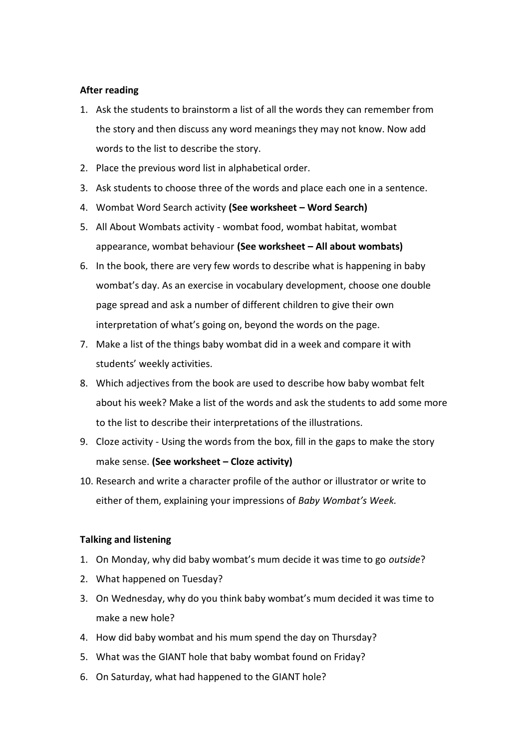**After reading**

1. Ask the students to brainstorm a list of all the words they can remember from the story and then discuss any word meanings they may not know. Now add words to the list to describe the story.
2. Place the previous word list in alphabetical order.
3. Ask students to choose three of the words and place each one in a sentence.
4. Wombat Word Search activity **(See worksheet – Word Search)**
5. All About Wombats activity - wombat food, wombat habitat, wombat appearance, wombat behaviour **(See worksheet – All about wombats)**
6. In the book, there are very few words to describe what is happening in baby wombat's day. As an exercise in vocabulary development, choose one double page spread and ask a number of different children to give their own interpretation of what's going on, beyond the words on the page.
7. Make a list of the things baby wombat did in a week and compare it with students' weekly activities.
8. Which adjectives from the book are used to describe how baby wombat felt about his week? Make a list of the words and ask the students to add some more to the list to describe their interpretations of the illustrations.
9. Cloze activity - Using the words from the box, fill in the gaps to make the story make sense. **(See worksheet – Cloze activity)**
10. Research and write a character profile of the author or illustrator or write to either of them, explaining your impressions of *Baby Wombat's Week.*

**Talking and listening**

1. On Monday, why did baby wombat's mum decide it was time to go *outside*?
2. What happened on Tuesday?
3. On Wednesday, why do you think baby wombat's mum decided it was time to make a new hole?
4. How did baby wombat and his mum spend the day on Thursday?
5. What was the GIANT hole that baby wombat found on Friday?
6. On Saturday, what had happened to the GIANT hole?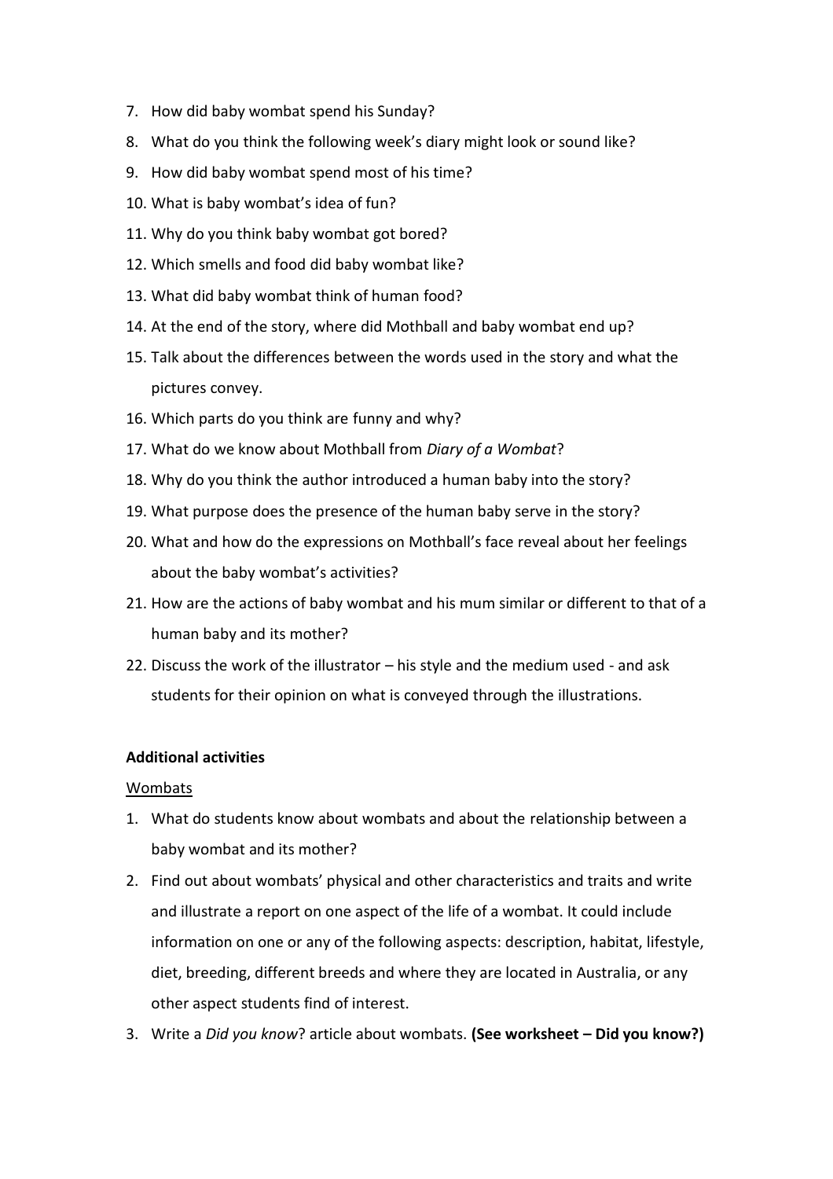7. How did baby wombat spend his Sunday?
8. What do you think the following week's diary might look or sound like?
9. How did baby wombat spend most of his time?
10. What is baby wombat's idea of fun?
11. Why do you think baby wombat got bored?
12. Which smells and food did baby wombat like?
13. What did baby wombat think of human food?
14. At the end of the story, where did Mothball and baby wombat end up?
15. Talk about the differences between the words used in the story and what the pictures convey.
16. Which parts do you think are funny and why?
17. What do we know about Mothball from *Diary of a Wombat*?
18. Why do you think the author introduced a human baby into the story?
19. What purpose does the presence of the human baby serve in the story?
20. What and how do the expressions on Mothball's face reveal about her feelings about the baby wombat's activities?
21. How are the actions of baby wombat and his mum similar or different to that of a human baby and its mother?
22. Discuss the work of the illustrator – his style and the medium used - and ask students for their opinion on what is conveyed through the illustrations.

**Additional activities**

<u>Wombats</u>

1. What do students know about wombats and about the relationship between a baby wombat and its mother?
2. Find out about wombats' physical and other characteristics and traits and write and illustrate a report on one aspect of the life of a wombat. It could include information on one or any of the following aspects: description, habitat, lifestyle, diet, breeding, different breeds and where they are located in Australia, or any other aspect students find of interest.
3. Write a *Did you know*? article about wombats. **(See worksheet – Did you know?)**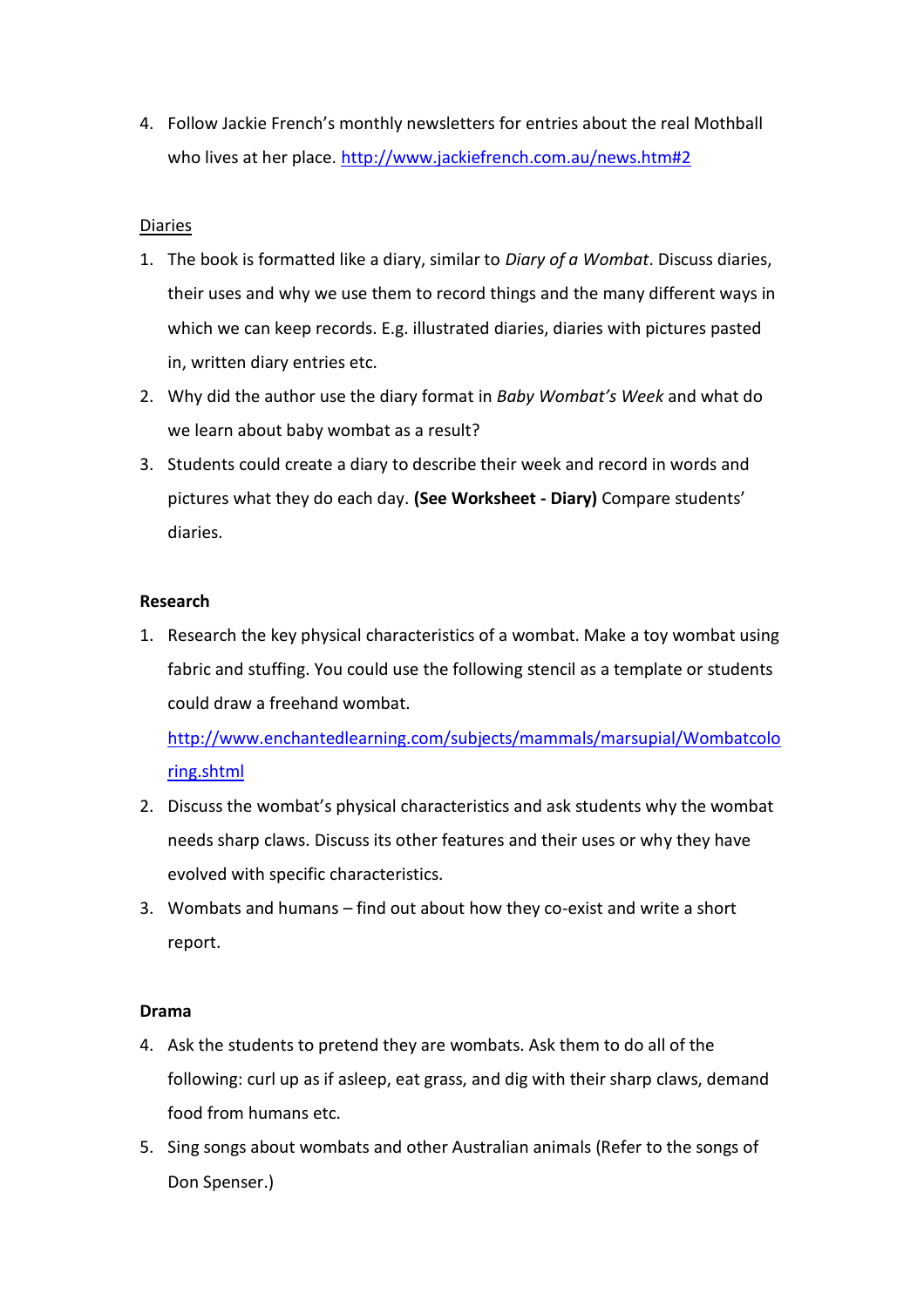4. Follow Jackie French's monthly newsletters for entries about the real Mothball who lives at her place. [http://www.jackiefrench.com.au/news.htm#2](http://www.jackiefrench.com.au/news.htm#2)

<u>Diaries</u>

1. The book is formatted like a diary, similar to *Diary of a Wombat*. Discuss diaries, their uses and why we use them to record things and the many different ways in which we can keep records. E.g. illustrated diaries, diaries with pictures pasted in, written diary entries etc.
2. Why did the author use the diary format in *Baby Wombat's Week* and what do we learn about baby wombat as a result?
3. Students could create a diary to describe their week and record in words and pictures what they do each day. **(See Worksheet - Diary)** Compare students' diaries.

**Research**

1. Research the key physical characteristics of a wombat. Make a toy wombat using fabric and stuffing. You could use the following stencil as a template or students could draw a freehand wombat. [http://www.enchantedlearning.com/subjects/mammals/marsupial/Wombatcoloring.shtml](http://www.enchantedlearning.com/subjects/mammals/marsupial/Wombatcoloring.shtml)
2. Discuss the wombat's physical characteristics and ask students why the wombat needs sharp claws. Discuss its other features and their uses or why they have evolved with specific characteristics.
3. Wombats and humans – find out about how they co-exist and write a short report.

**Drama**

4. Ask the students to pretend they are wombats. Ask them to do all of the following: curl up as if asleep, eat grass, and dig with their sharp claws, demand food from humans etc.
5. Sing songs about wombats and other Australian animals (Refer to the songs of Don Spenser.)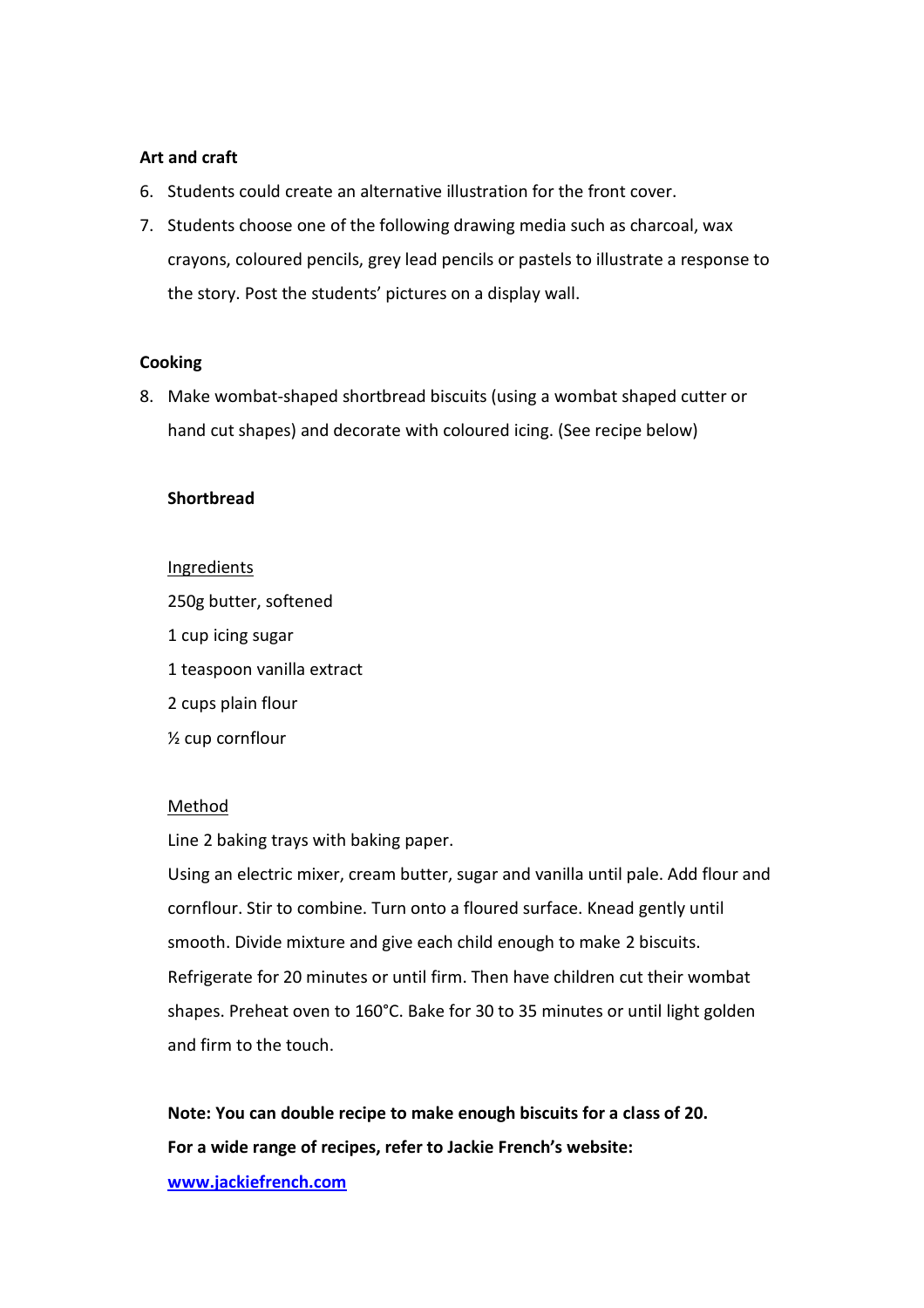**Art and craft**

6. Students could create an alternative illustration for the front cover.
7. Students choose one of the following drawing media such as charcoal, wax crayons, coloured pencils, grey lead pencils or pastels to illustrate a response to the story. Post the students' pictures on a display wall.

**Cooking**

8. Make wombat-shaped shortbread biscuits (using a wombat shaped cutter or hand cut shapes) and decorate with coloured icing. (See recipe below)

**Shortbread**

Ingredients

250g butter, softened
1 cup icing sugar
1 teaspoon vanilla extract
2 cups plain flour
½ cup cornflour

Method

Line 2 baking trays with baking paper.

Using an electric mixer, cream butter, sugar and vanilla until pale. Add flour and cornflour. Stir to combine. Turn onto a floured surface. Knead gently until smooth. Divide mixture and give each child enough to make 2 biscuits. Refrigerate for 20 minutes or until firm. Then have children cut their wombat shapes. Preheat oven to 160°C. Bake for 30 to 35 minutes or until light golden and firm to the touch.

**Note: You can double recipe to make enough biscuits for a class of 20.**
**For a wide range of recipes, refer to Jackie French's website:**
**www.jackiefrench.com**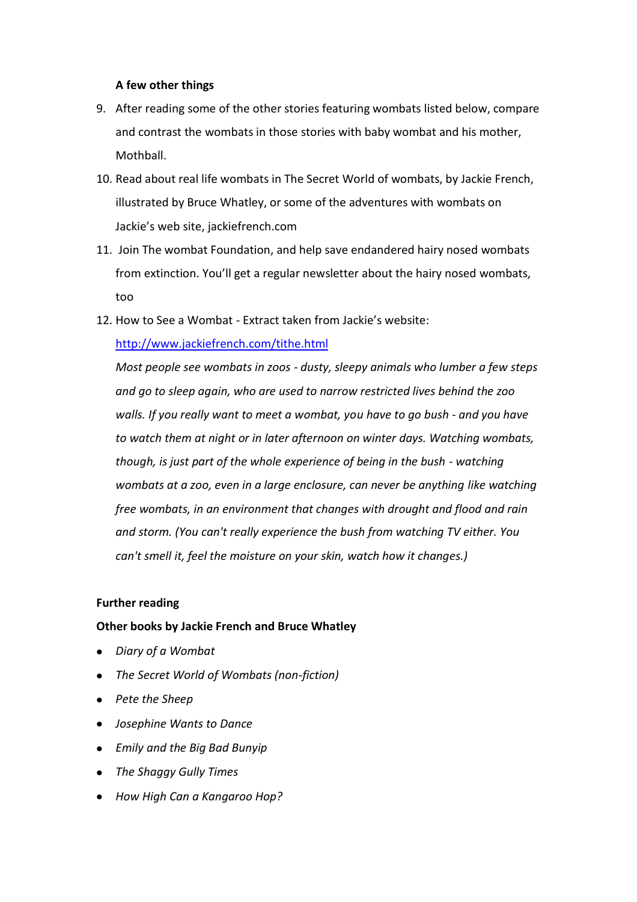**A few other things**

9. After reading some of the other stories featuring wombats listed below, compare and contrast the wombats in those stories with baby wombat and his mother, Mothball.
10. Read about real life wombats in The Secret World of wombats, by Jackie French, illustrated by Bruce Whatley, or some of the adventures with wombats on Jackie's web site, jackiefrench.com
11. Join The wombat Foundation, and help save endandered hairy nosed wombats from extinction. You'll get a regular newsletter about the hairy nosed wombats, too
12. How to See a Wombat - Extract taken from Jackie's website: [http://www.jackiefrench.com/tithe.html](http://www.jackiefrench.com/tithe.html)

    *Most people see wombats in zoos - dusty, sleepy animals who lumber a few steps and go to sleep again, who are used to narrow restricted lives behind the zoo walls. If you really want to meet a wombat, you have to go bush - and you have to watch them at night or in later afternoon on winter days. Watching wombats, though, is just part of the whole experience of being in the bush - watching wombats at a zoo, even in a large enclosure, can never be anything like watching free wombats, in an environment that changes with drought and flood and rain and storm. (You can't really experience the bush from watching TV either. You can't smell it, feel the moisture on your skin, watch how it changes.)*

**Further reading**

**Other books by Jackie French and Bruce Whatley**

- *Diary of a Wombat*
- *The Secret World of Wombats (non-fiction)*
- *Pete the Sheep*
- *Josephine Wants to Dance*
- *Emily and the Big Bad Bunyip*
- *The Shaggy Gully Times*
- *How High Can a Kangaroo Hop?*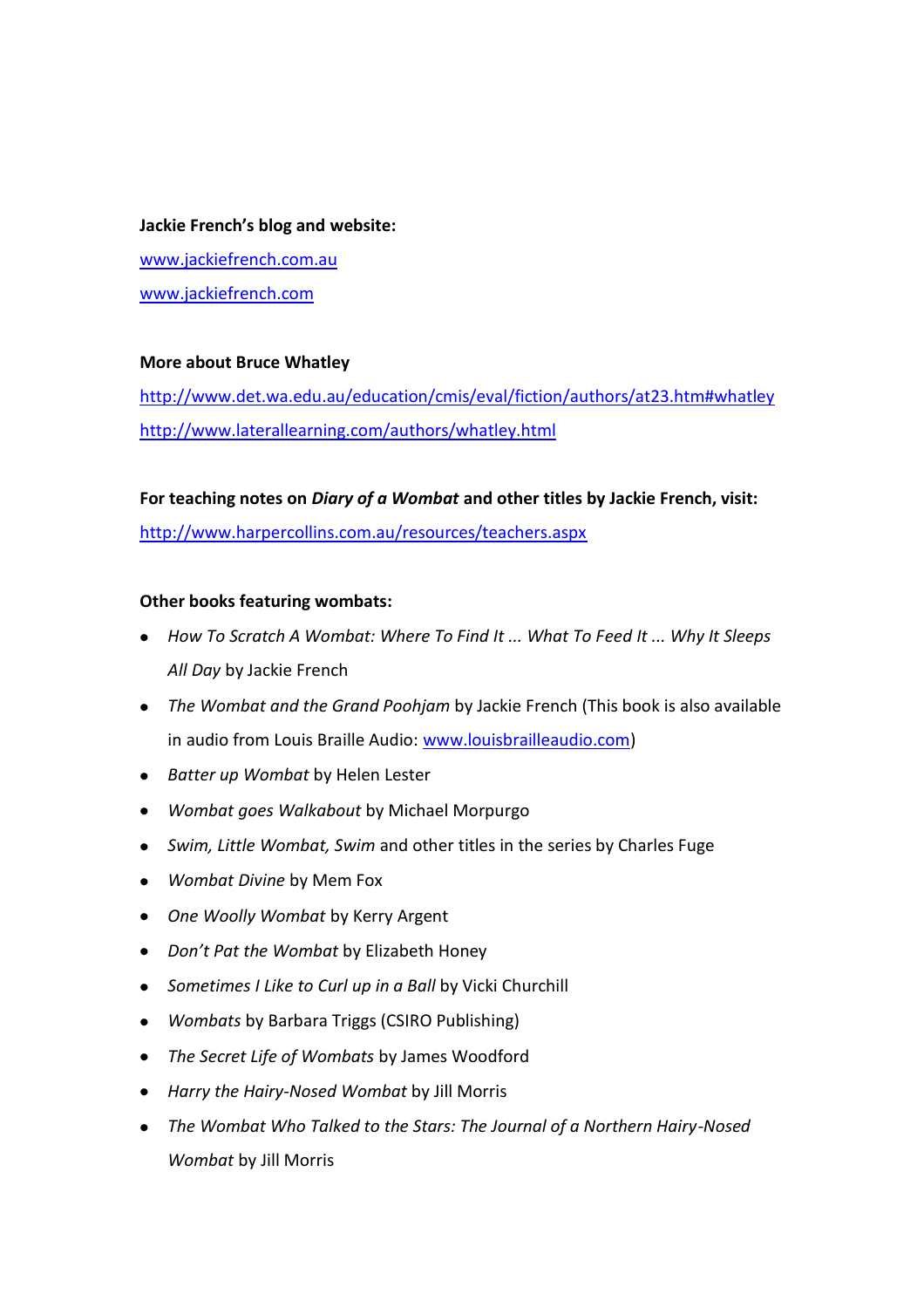**Jackie French's blog and website:**

www.jackiefrench.com.au

www.jackiefrench.com

**More about Bruce Whatley**

http://www.det.wa.edu.au/education/cmis/eval/fiction/authors/at23.htm#whatley

http://www.laterallearning.com/authors/whatley.html

**For teaching notes on *Diary of a Wombat* and other titles by Jackie French, visit:**

http://www.harpercollins.com.au/resources/teachers.aspx

**Other books featuring wombats:**

- *How To Scratch A Wombat: Where To Find It ... What To Feed It ... Why It Sleeps All Day* by Jackie French
- *The Wombat and the Grand Poohjam* by Jackie French (This book is also available in audio from Louis Braille Audio: www.louisbrailleaudio.com)
- *Batter up Wombat* by Helen Lester
- *Wombat goes Walkabout* by Michael Morpurgo
- *Swim, Little Wombat, Swim* and other titles in the series by Charles Fuge
- *Wombat Divine* by Mem Fox
- *One Woolly Wombat* by Kerry Argent
- *Don't Pat the Wombat* by Elizabeth Honey
- *Sometimes I Like to Curl up in a Ball* by Vicki Churchill
- *Wombats* by Barbara Triggs (CSIRO Publishing)
- *The Secret Life of Wombats* by James Woodford
- *Harry the Hairy-Nosed Wombat* by Jill Morris
- *The Wombat Who Talked to the Stars: The Journal of a Northern Hairy-Nosed Wombat* by Jill Morris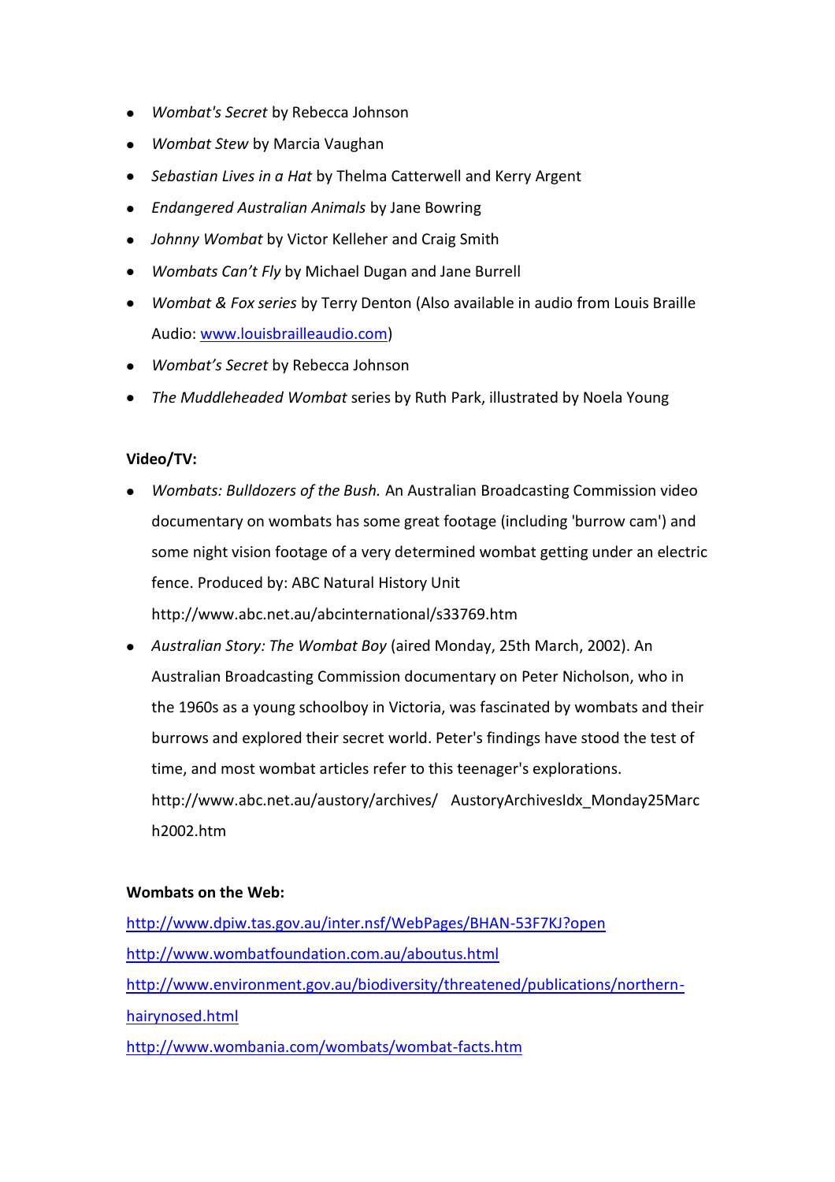- *Wombat's Secret* by Rebecca Johnson
- *Wombat Stew* by Marcia Vaughan
- *Sebastian Lives in a Hat* by Thelma Catterwell and Kerry Argent
- *Endangered Australian Animals* by Jane Bowring
- *Johnny Wombat* by Victor Kelleher and Craig Smith
- *Wombats Can't Fly* by Michael Dugan and Jane Burrell
- *Wombat & Fox series* by Terry Denton (Also available in audio from Louis Braille Audio: [www.louisbrailleaudio.com](www.louisbrailleaudio.com))
- *Wombat's Secret* by Rebecca Johnson
- *The Muddleheaded Wombat* series by Ruth Park, illustrated by Noela Young

**Video/TV:**

- *Wombats: Bulldozers of the Bush.* An Australian Broadcasting Commission video documentary on wombats has some great footage (including 'burrow cam') and some night vision footage of a very determined wombat getting under an electric fence. Produced by: ABC Natural History Unit http://www.abc.net.au/abcinternational/s33769.htm
- *Australian Story: The Wombat Boy* (aired Monday, 25th March, 2002). An Australian Broadcasting Commission documentary on Peter Nicholson, who in the 1960s as a young schoolboy in Victoria, was fascinated by wombats and their burrows and explored their secret world. Peter's findings have stood the test of time, and most wombat articles refer to this teenager's explorations. http://www.abc.net.au/austory/archives/ AustoryArchivesIdx_Monday25March2002.htm

**Wombats on the Web:**

[http://www.dpiw.tas.gov.au/inter.nsf/WebPages/BHAN-53F7KJ?open](http://www.dpiw.tas.gov.au/inter.nsf/WebPages/BHAN-53F7KJ?open)

[http://www.wombatfoundation.com.au/aboutus.html](http://www.wombatfoundation.com.au/aboutus.html)

[http://www.environment.gov.au/biodiversity/threatened/publications/northern-hairynosed.html](http://www.environment.gov.au/biodiversity/threatened/publications/northern-hairynosed.html)

[http://www.wombania.com/wombats/wombat-facts.htm](http://www.wombania.com/wombats/wombat-facts.htm)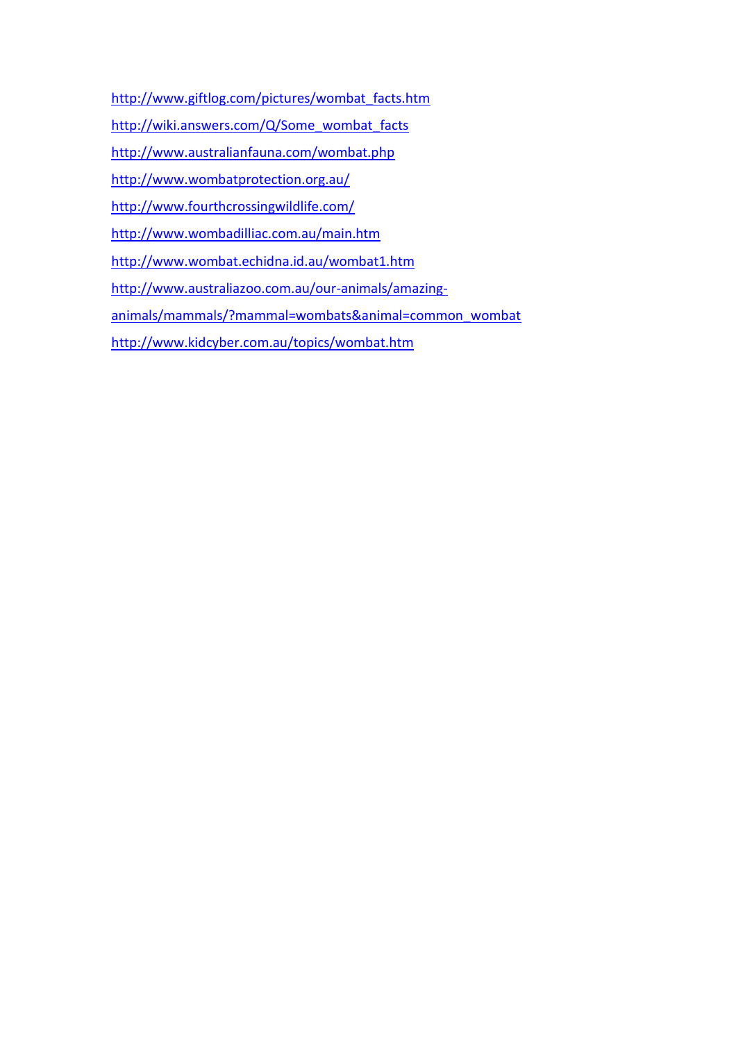http://www.giftlog.com/pictures/wombat_facts.htm

http://wiki.answers.com/Q/Some_wombat_facts

http://www.australianfauna.com/wombat.php

http://www.wombatprotection.org.au/

http://www.fourthcrossingwildlife.com/

http://www.wombadilliac.com.au/main.htm

http://www.wombat.echidna.id.au/wombat1.htm

http://www.australiazoo.com.au/our-animals/amazing-animals/mammals/?mammal=wombats&animal=common_wombat

http://www.kidcyber.com.au/topics/wombat.htm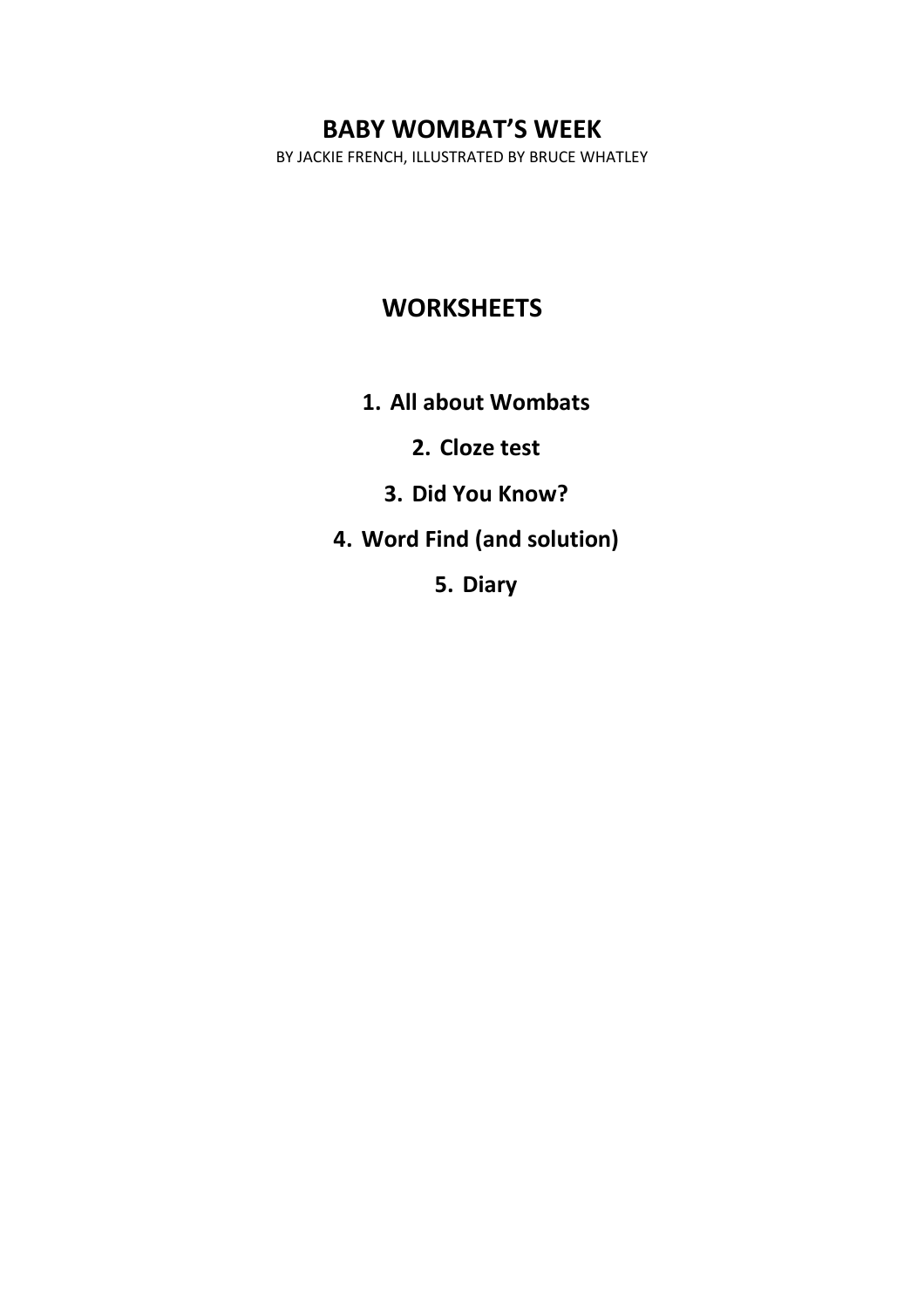# BABY WOMBAT'S WEEK

BY JACKIE FRENCH, ILLUSTRATED BY BRUCE WHATLEY

## WORKSHEETS

1. **All about Wombats**
2. **Cloze test**
3. **Did You Know?**
4. **Word Find (and solution)**
5. **Diary**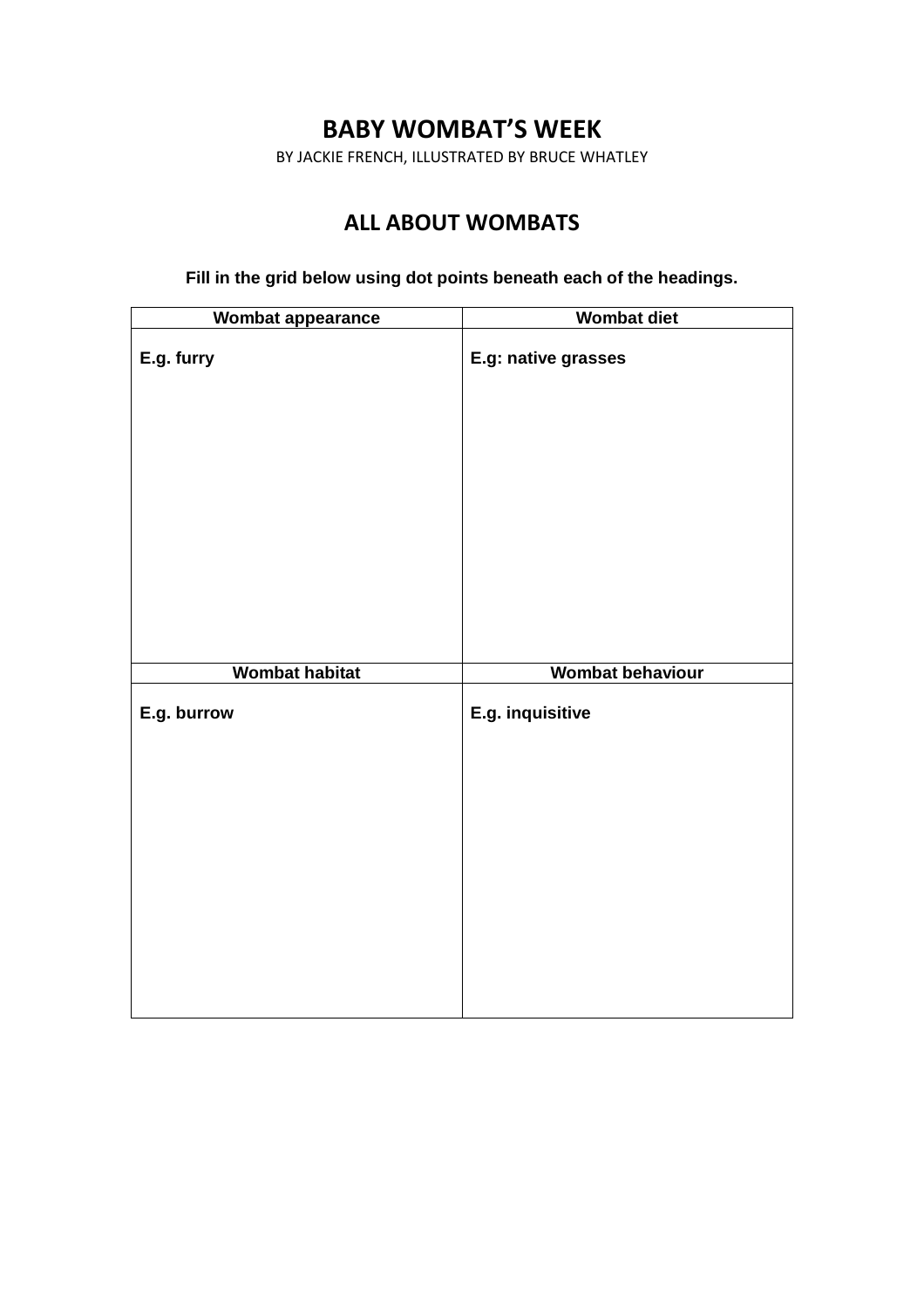# BABY WOMBAT'S WEEK

BY JACKIE FRENCH, ILLUSTRATED BY BRUCE WHATLEY

## ALL ABOUT WOMBATS

**Fill in the grid below using dot points beneath each of the headings.**

| Wombat appearance | Wombat diet |
|---|---|
| **E.g. furry** | **E.g: native grasses** |
| **Wombat habitat** | **Wombat behaviour** |
| **E.g. burrow** | **E.g. inquisitive** |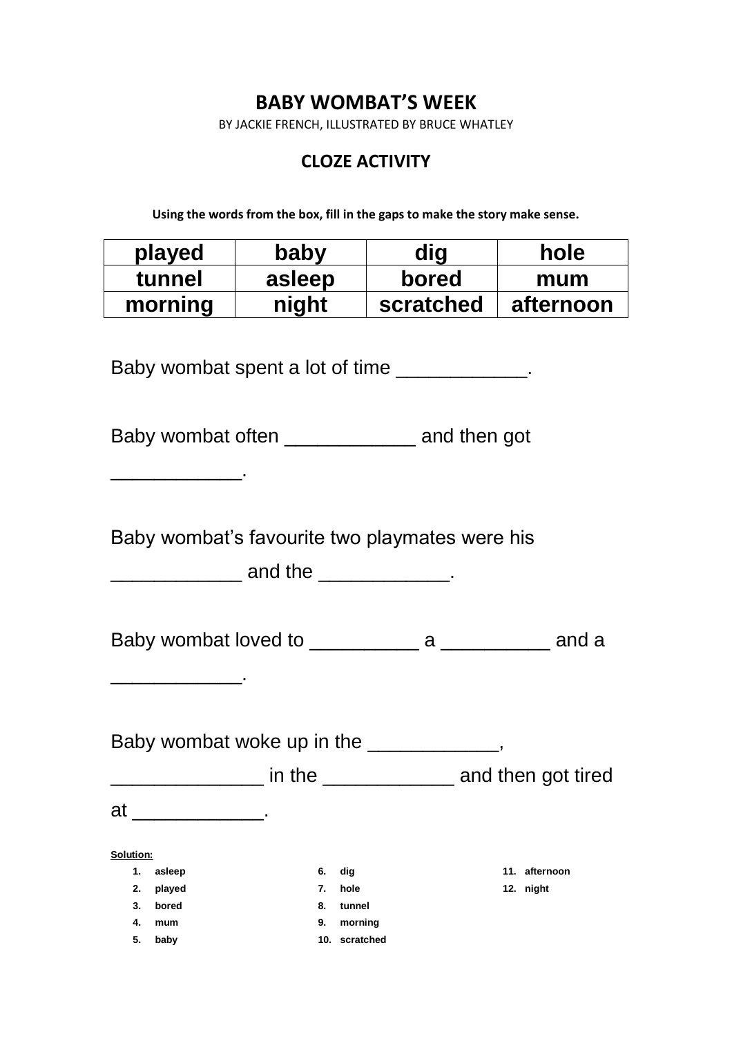# BABY WOMBAT'S WEEK

BY JACKIE FRENCH, ILLUSTRATED BY BRUCE WHATLEY

## CLOZE ACTIVITY

**Using the words from the box, fill in the gaps to make the story make sense.**

| played | baby | dig | hole |
|---|---|---|---|
| tunnel | asleep | bored | mum |
| morning | night | scratched | afternoon |

Baby wombat spent a lot of time ____________.

Baby wombat often ____________ and then got ____________.

Baby wombat's favourite two playmates were his ____________ and the ____________.

Baby wombat loved to __________ a __________ and a ____________.

Baby wombat woke up in the ____________, ______________ in the ____________ and then got tired at ____________.

**Solution:**

1. **asleep**
2. **played**
3. **bored**
4. **mum**
5. **baby**
6. **dig**
7. **hole**
8. **tunnel**
9. **morning**
10. **scratched**
11. **afternoon**
12. **night**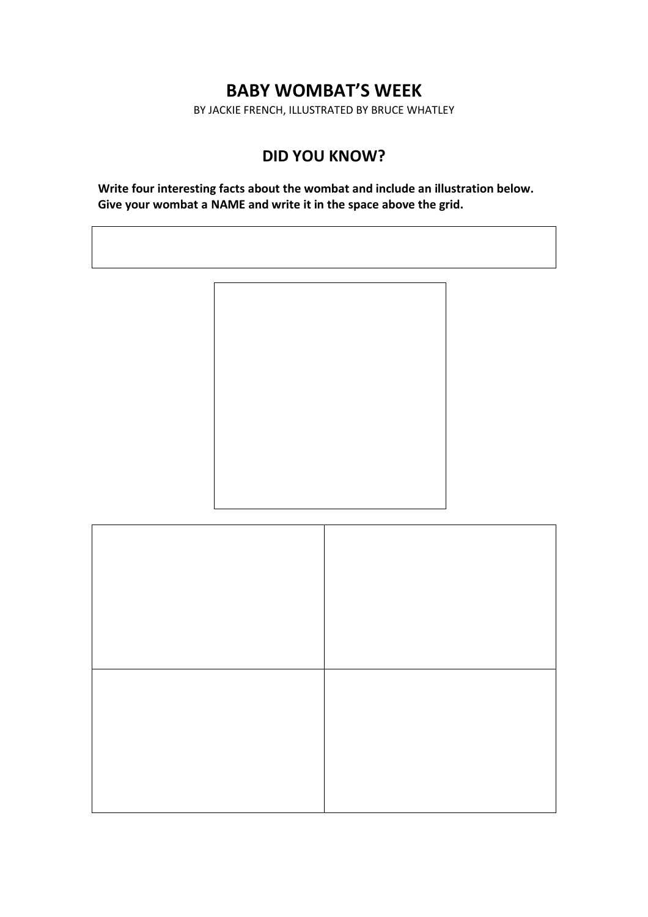# BAY WOMBAT'S WEEK

BY JACKIE FRENCH, ILLUSTRATED BY BRUCE WHATLEY

## DID YOU KNOW?

**Write four interesting facts about the wombat and include an illustration below. Give your wombat a NAME and write it in the space above the grid.**

| | |
|---|---|
| | |
| | |

# BABY WOMBAT'S WEEK

BY JACKIE FRENCH, ILLUSTRATED BY BRUCE WHATLEY

## DID YOU KNOW?

**Write four interesting facts about the wombat and include an illustration below. Give your wombat a NAME and write it in the space above the grid.**

| | |
|---|---|
| | |
| | |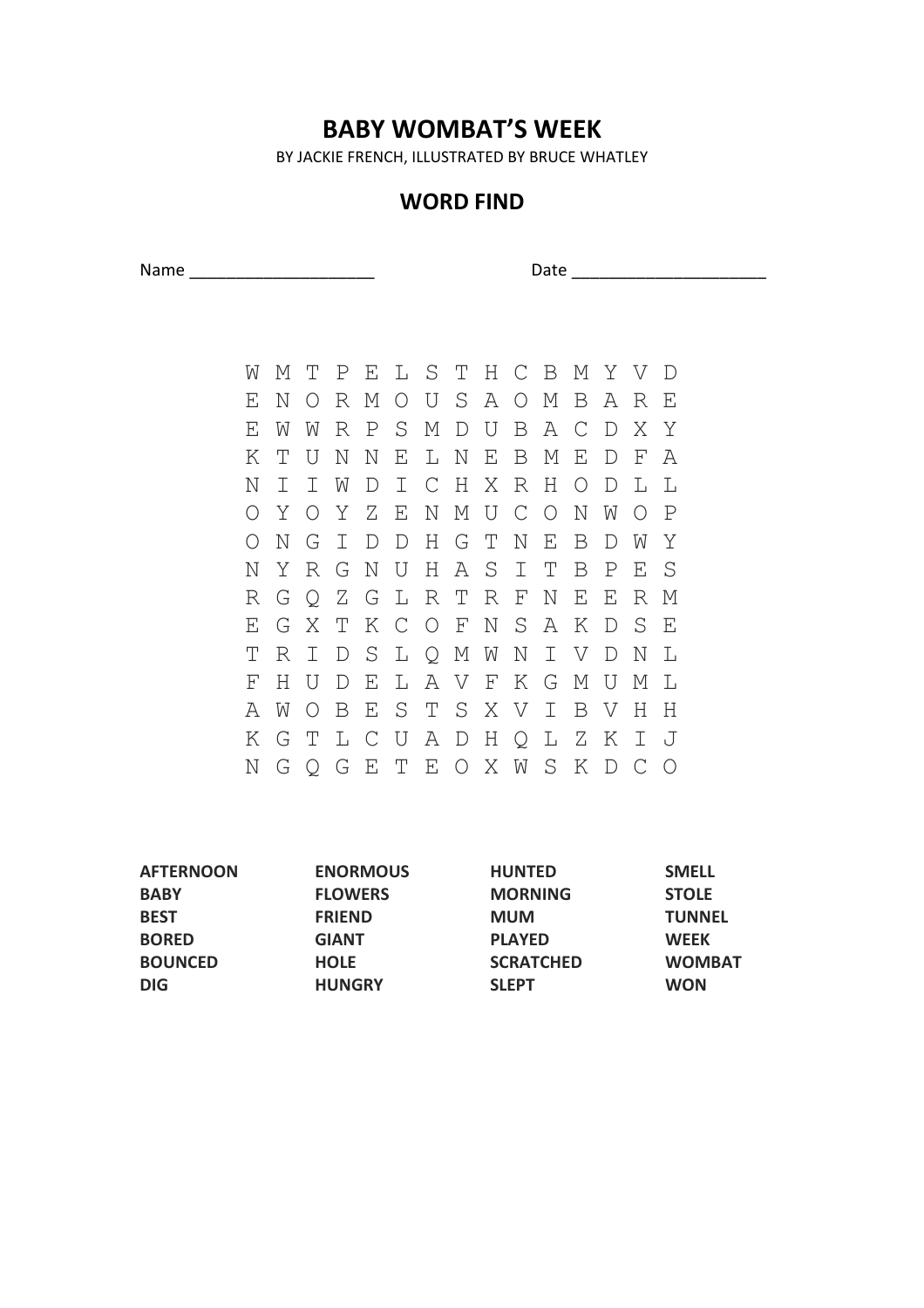# BABY WOMBAT'S WEEK

BY JACKIE FRENCH, ILLUSTRATED BY BRUCE WHATLEY

## WORD FIND

Name ____________________ Date ____________________

```
W M T P E L S T H C B M Y V D
E N O R M O U S A O M B A R E
E W W R P S M D U B A C D X Y
K T U N N E L N E B M E D F A
N I I W D I C H X R H O D L L
O Y O Y Z E N M U C O N W O P
O N G I D D H G T N E B D W Y
N Y R G N U H A S I T B P E S
R G Q Z G L R T R F N E E R M
E G X T K C O F N S A K D S E
T R I D S L Q M W N I V D N L
F H U D E L A V F K G M U M L
A W O B E S T S X V I B V H H
K G T L C U A D H Q L Z K I J
N G Q G E T E O X W S K D C O
```

| | | | |
|---|---|---|---|
| **AFTERNOON** | **ENORMOUS** | **HUNTED** | **SMELL** |
| **BABY** | **FLOWERS** | **MORNING** | **STOLE** |
| **BEST** | **FRIEND** | **MUM** | **TUNNEL** |
| **BORED** | **GIANT** | **PLAYED** | **WEEK** |
| **BOUNCED** | **HOLE** | **SCRATCHED** | **WOMBAT** |
| **DIG** | **HUNGRY** | **SLEPT** | **WON** |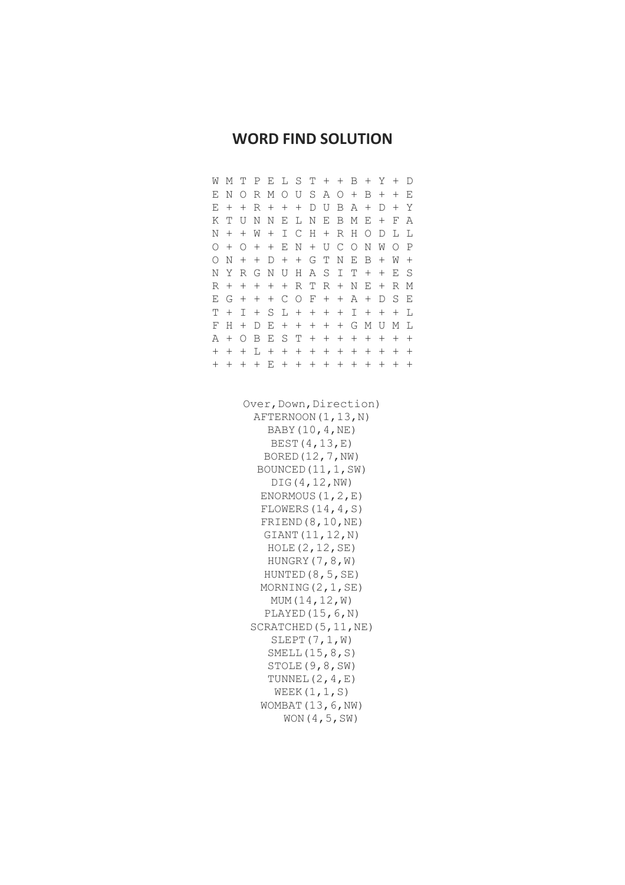## WORD FIND SOLUTION

```
W M T P E L S T + + B + Y + D
E N O R M O U S A O + B + + E
E + + R + + + D U B A + D + Y
K T U N N E L N E B M E + F A
N + + W + I C H + R H O D L L
O + O + + E N + U C O N W O P
O N + + D + + G T N E B + W +
N Y R G N U H A S I T + + E S
R + + + + + R T R + N E + R M
E G + + + C O F + + A + D S E
T + I + S L + + + + I + + + L
F H + D E + + + + + G M U M L
A + O B E S T + + + + + + + +
+ + + L + + + + + + + + + + +
+ + + + E + + + + + + + + + +
```

Over,Down,Direction)
AFTERNOON(1,13,N)
BABY(10,4,NE)
BEST(4,13,E)
BORED(12,7,NW)
BOUNCED(11,1,SW)
DIG(4,12,NW)
ENORMOUS(1,2,E)
FLOWERS(14,4,S)
FRIEND(8,10,NE)
GIANT(11,12,N)
HOLE(2,12,SE)
HUNGRY(7,8,W)
HUNTED(8,5,SE)
MORNING(2,1,SE)
MUM(14,12,W)
PLAYED(15,6,N)
SCRATCHED(5,11,NE)
SLEPT(7,1,W)
SMELL(15,8,S)
STOLE(9,8,SW)
TUNNEL(2,4,E)
WEEK(1,1,S)
WOMBAT(13,6,NW)
WON(4,5,SW)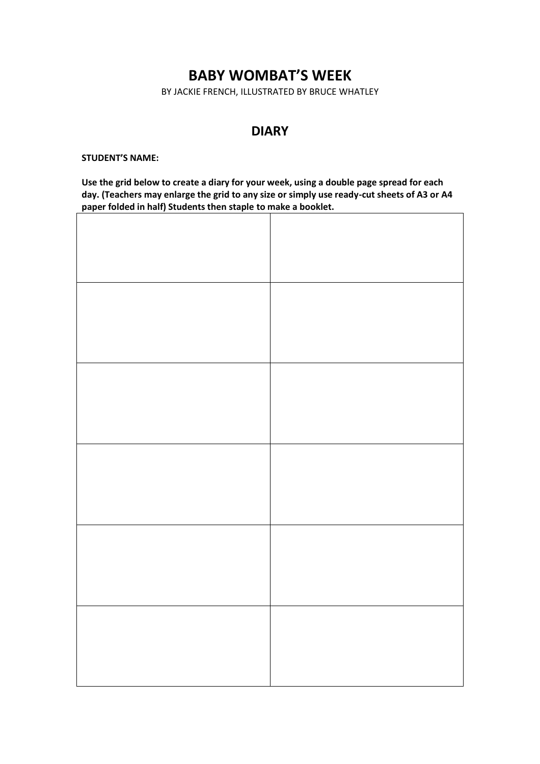# BABY WOMBAT'S WEEK

BY JACKIE FRENCH, ILLUSTRATED BY BRUCE WHATLEY

## DIARY

**STUDENT'S NAME:**

**Use the grid below to create a diary for your week, using a double page spread for each day. (Teachers may enlarge the grid to any size or simply use ready-cut sheets of A3 or A4 paper folded in half) Students then staple to make a booklet.**

| | |
|---|---|
| | |
| | |
| | |
| | |
| | |
| | |